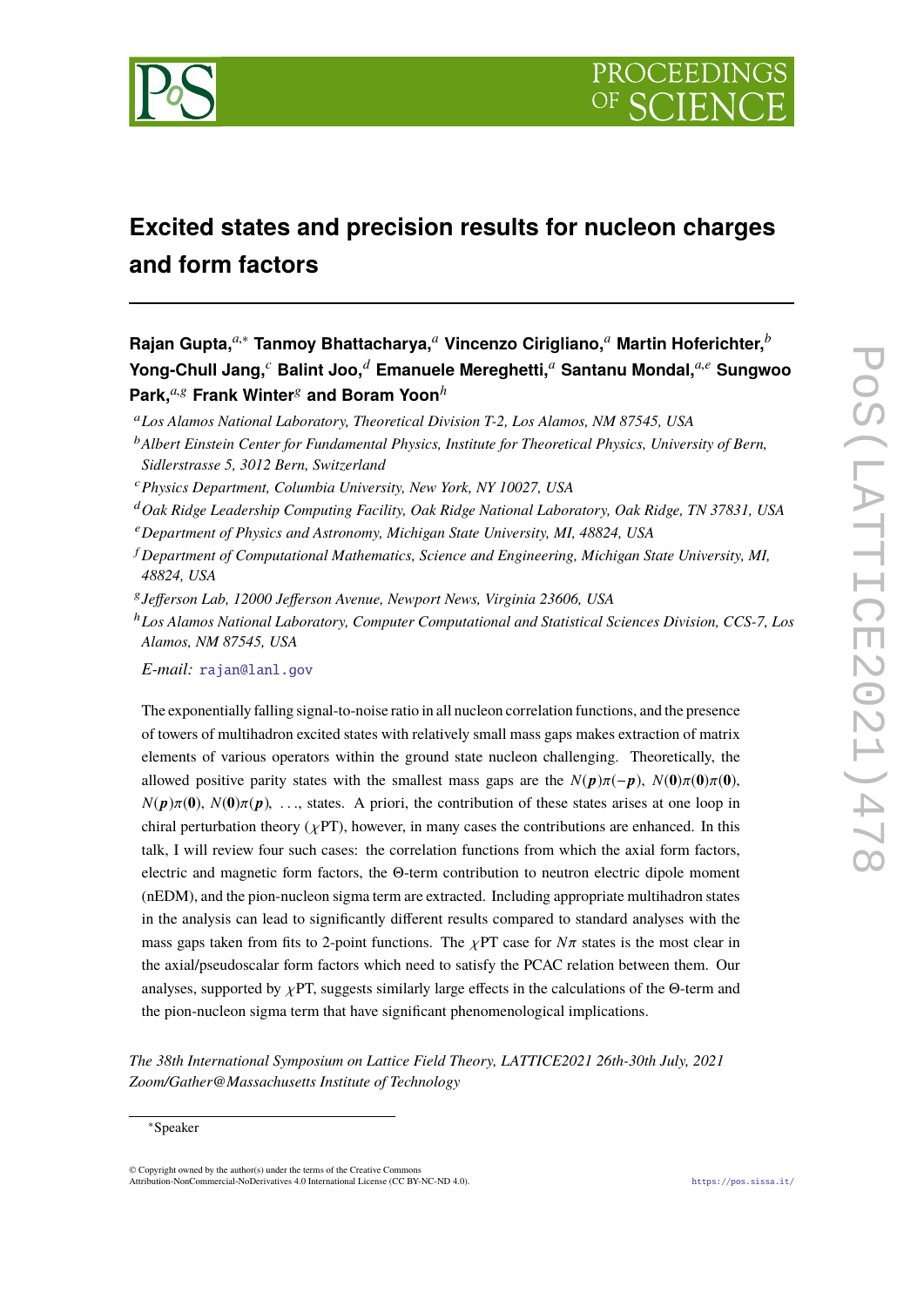# Excited states and precision results for nucleon charges and form factors

**Rajan Gupta,**[a,*] **Tanmoy Bhattacharya,**[a] **Vincenzo Cirigliano,**[a] **Martin Hoferichter,**[b] **Yong-Chull Jang,**[c] **Balint Joo,**[d] **Emanuele Mereghetti,**[a] **Santanu Mondal,**[a,e] **Sungwoo Park,**[a,g] **Frank Winter**[g] **and Boram Yoon**[h]

[a] *Los Alamos National Laboratory, Theoretical Division T-2, Los Alamos, NM 87545, USA*

[b] *Albert Einstein Center for Fundamental Physics, Institute for Theoretical Physics, University of Bern, Sidlerstrasse 5, 3012 Bern, Switzerland*

[c] *Physics Department, Columbia University, New York, NY 10027, USA*

[d] *Oak Ridge Leadership Computing Facility, Oak Ridge National Laboratory, Oak Ridge, TN 37831, USA*

[e] *Department of Physics and Astronomy, Michigan State University, MI, 48824, USA*

[f] *Department of Computational Mathematics, Science and Engineering, Michigan State University, MI, 48824, USA*

[g] *Jefferson Lab, 12000 Jefferson Avenue, Newport News, Virginia 23606, USA*

[h] *Los Alamos National Laboratory, Computer Computational and Statistical Sciences Division, CCS-7, Los Alamos, NM 87545, USA*

*E-mail:* rajan@lanl.gov

The exponentially falling signal-to-noise ratio in all nucleon correlation functions, and the presence of towers of multihadron excited states with relatively small mass gaps makes extraction of matrix elements of various operators within the ground state nucleon challenging. Theoretically, the allowed positive parity states with the smallest mass gaps are the $N(\boldsymbol{p})\pi(-\boldsymbol{p})$, $N(\boldsymbol{0})\pi(\boldsymbol{0})\pi(\boldsymbol{0})$, $N(\boldsymbol{p})\pi(\boldsymbol{0})$, $N(\boldsymbol{0})\pi(\boldsymbol{p})$, ..., states. A priori, the contribution of these states arises at one loop in chiral perturbation theory ($\chi$PT), however, in many cases the contributions are enhanced. In this talk, I will review four such cases: the correlation functions from which the axial form factors, electric and magnetic form factors, the $\Theta$-term contribution to neutron electric dipole moment (nEDM), and the pion-nucleon sigma term are extracted. Including appropriate multihadron states in the analysis can lead to significantly different results compared to standard analyses with the mass gaps taken from fits to 2-point functions. The $\chi$PT case for $N\pi$ states is the most clear in the axial/pseudoscalar form factors which need to satisfy the PCAC relation between them. Our analyses, supported by $\chi$PT, suggests similarly large effects in the calculations of the $\Theta$-term and the pion-nucleon sigma term that have significant phenomenological implications.

*The 38th International Symposium on Lattice Field Theory, LATTICE2021 26th-30th July, 2021 Zoom/Gather@Massachusetts Institute of Technology*

*Speaker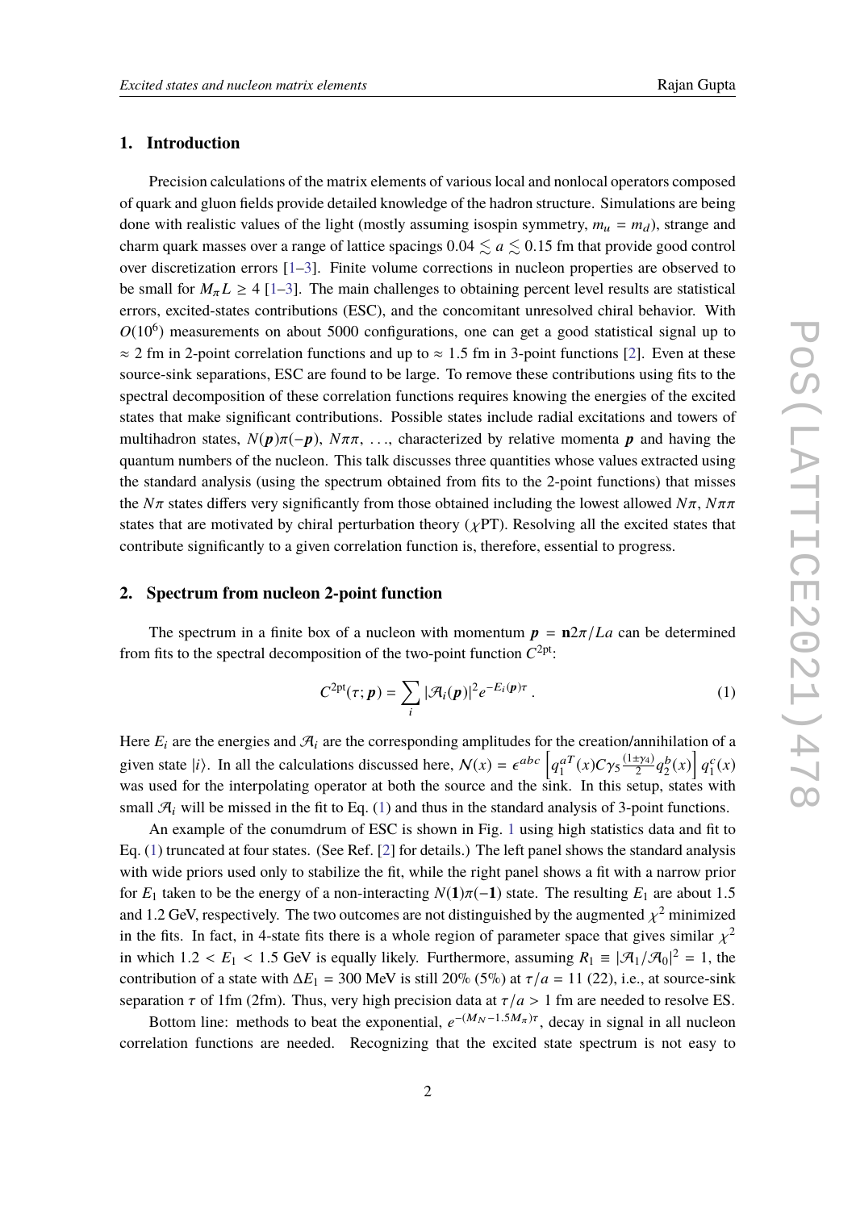## 1. Introduction

Precision calculations of the matrix elements of various local and nonlocal operators composed of quark and gluon fields provide detailed knowledge of the hadron structure. Simulations are being done with realistic values of the light (mostly assuming isospin symmetry, $m_u = m_d$), strange and charm quark masses over a range of lattice spacings $0.04 \lesssim a \lesssim 0.15$ fm that provide good control over discretization errors [1–3]. Finite volume corrections in nucleon properties are observed to be small for $M_\pi L \geq 4$ [1–3]. The main challenges to obtaining percent level results are statistical errors, excited-states contributions (ESC), and the concomitant unresolved chiral behavior. With $O(10^6)$ measurements on about 5000 configurations, one can get a good statistical signal up to $\approx 2$ fm in 2-point correlation functions and up to $\approx 1.5$ fm in 3-point functions [2]. Even at these source-sink separations, ESC are found to be large. To remove these contributions using fits to the spectral decomposition of these correlation functions requires knowing the energies of the excited states that make significant contributions. Possible states include radial excitations and towers of multihadron states, $N(\boldsymbol{p})\pi(-\boldsymbol{p})$, $N\pi\pi$, ..., characterized by relative momenta $\boldsymbol{p}$ and having the quantum numbers of the nucleon. This talk discusses three quantities whose values extracted using the standard analysis (using the spectrum obtained from fits to the 2-point functions) that misses the $N\pi$ states differs very significantly from those obtained including the lowest allowed $N\pi$, $N\pi\pi$ states that are motivated by chiral perturbation theory ($\chi$PT). Resolving all the excited states that contribute significantly to a given correlation function is, therefore, essential to progress.

## 2. Spectrum from nucleon 2-point function

The spectrum in a finite box of a nucleon with momentum $\boldsymbol{p} = \mathbf{n}2\pi/La$ can be determined from fits to the spectral decomposition of the two-point function $C^{2\text{pt}}$:

$$C^{2\text{pt}}(\tau;\boldsymbol{p}) = \sum_i |\mathcal{A}_i(\boldsymbol{p})|^2 e^{-E_i(\boldsymbol{p})\tau} \,. \tag{1}$$

Here $E_i$ are the energies and $\mathcal{A}_i$ are the corresponding amplitudes for the creation/annihilation of a given state $|i\rangle$. In all the calculations discussed here, $\mathcal{N}(x) = \epsilon^{abc}\left[q_1^{aT}(x)C\gamma_5\frac{(1\pm\gamma_4)}{2}q_2^b(x)\right]q_1^c(x)$ was used for the interpolating operator at both the source and the sink. In this setup, states with small $\mathcal{A}_i$ will be missed in the fit to Eq. (1) and thus in the standard analysis of 3-point functions.

An example of the conumdrum of ESC is shown in Fig. 1 using high statistics data and fit to Eq. (1) truncated at four states. (See Ref. [2] for details.) The left panel shows the standard analysis with wide priors used only to stabilize the fit, while the right panel shows a fit with a narrow prior for $E_1$ taken to be the energy of a non-interacting $N(\mathbf{1})\pi(-\mathbf{1})$ state. The resulting $E_1$ are about 1.5 and 1.2 GeV, respectively. The two outcomes are not distinguished by the augmented $\chi^2$ minimized in the fits. In fact, in 4-state fits there is a whole region of parameter space that gives similar $\chi^2$ in which $1.2 < E_1 < 1.5$ GeV is equally likely. Furthermore, assuming $R_1 \equiv |\mathcal{A}_1/\mathcal{A}_0|^2 = 1$, the contribution of a state with $\Delta E_1 = 300$ MeV is still 20% (5%) at $\tau/a = 11$ (22), i.e., at source-sink separation $\tau$ of 1fm (2fm). Thus, very high precision data at $\tau/a > 1$ fm are needed to resolve ES.

Bottom line: methods to beat the exponential, $e^{-(M_N-1.5M_\pi)\tau}$, decay in signal in all nucleon correlation functions are needed. Recognizing that the excited state spectrum is not easy to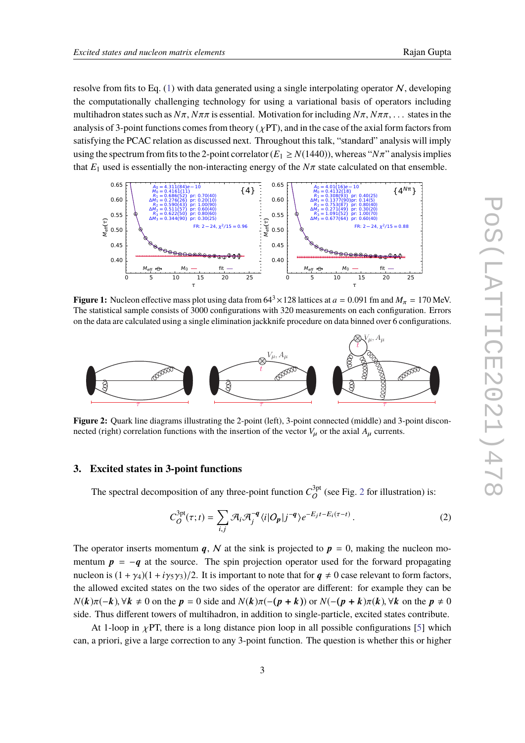resolve from fits to Eq. (1) with data generated using a single interpolating operator $\mathcal{N}$, developing the computationally challenging technology for using a variational basis of operators including multihadron states such as $N\pi$, $N\pi\pi$ is essential. Motivation for including $N\pi$, $N\pi\pi$, ... states in the analysis of 3-point functions comes from theory ($\chi$PT), and in the case of the axial form factors from satisfying the PCAC relation as discussed next. Throughout this talk, "standard" analysis will imply using the spectrum from fits to the 2-point correlator ($E_1 \geq N(1440)$), whereas "$N\pi$" analysis implies that $E_1$ used is essentially the non-interacting energy of the $N\pi$ state calculated on that ensemble.

**Figure 1:** Nucleon effective mass plot using data from $64^3 \times 128$ lattices at $a = 0.091$ fm and $M_\pi = 170$ MeV. The statistical sample consists of 3000 configurations with 320 measurements on each configuration. Errors on the data are calculated using a single elimination jackknife procedure on data binned over 6 configurations.

**Figure 2:** Quark line diagrams illustrating the 2-point (left), 3-point connected (middle) and 3-point disconnected (right) correlation functions with the insertion of the vector $V_\mu$ or the axial $A_\mu$ currents.

## 3. Excited states in 3-point functions

The spectral decomposition of any three-point function $C_O^{3\text{pt}}$ (see Fig. 2 for illustration) is:

$$C_O^{3\text{pt}}(\tau; t) = \sum_{i,j} \mathcal{A}_i \mathcal{A}_j^{-\boldsymbol{q}} \langle i | O_{\boldsymbol{p}} | j^{-\boldsymbol{q}} \rangle e^{-E_j t - E_i(\tau - t)} \,. \tag{2}$$

The operator inserts momentum $\boldsymbol{q}$, $\mathcal{N}$ at the sink is projected to $\boldsymbol{p} = 0$, making the nucleon momentum $\boldsymbol{p} = -\boldsymbol{q}$ at the source. The spin projection operator used for the forward propagating nucleon is $(1+\gamma_4)(1+i\gamma_5\gamma_3)/2$. It is important to note that for $\boldsymbol{q} \neq 0$ case relevant to form factors, the allowed excited states on the two sides of the operator are different: for example they can be $N(\boldsymbol{k})\pi(-\boldsymbol{k}), \forall \boldsymbol{k} \neq 0$ on the $\boldsymbol{p} = 0$ side and $N(\boldsymbol{k})\pi(-(\boldsymbol{p}+\boldsymbol{k}))$ or $N(-(\boldsymbol{p}+\boldsymbol{k}))\pi(\boldsymbol{k}), \forall \boldsymbol{k}$ on the $\boldsymbol{p} \neq 0$ side. Thus different towers of multihadron, in addition to single-particle, excited states contribute.

At 1-loop in $\chi$PT, there is a long distance pion loop in all possible configurations [5] which can, a priori, give a large correction to any 3-point function. The question is whether this or higher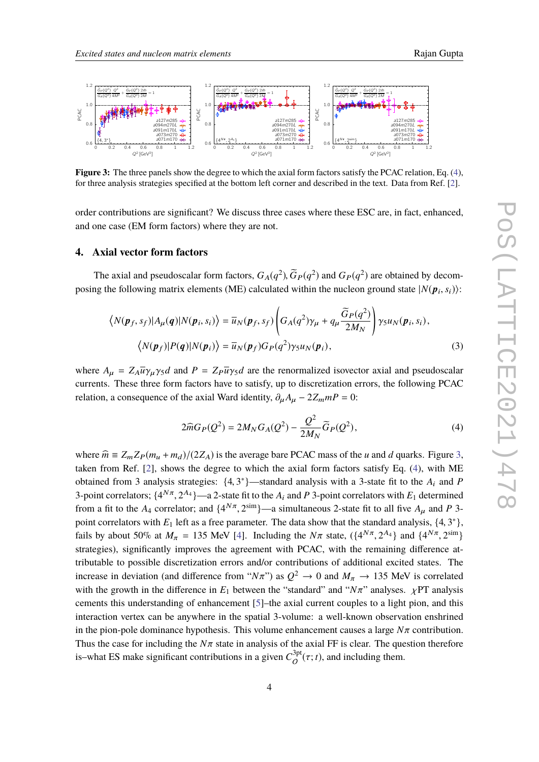**Figure 3:** The three panels show the degree to which the axial form factors satisfy the PCAC relation, Eq. (4), for three analysis strategies specified at the bottom left corner and described in the text. Data from Ref. [2].

order contributions are significant? We discuss three cases where these ESC are, in fact, enhanced, and one case (EM form factors) where they are not.

## 4. Axial vector form factors

The axial and pseudoscalar form factors, $G_A(q^2)$, $\widetilde{G}_P(q^2)$ and $G_P(q^2)$ are obtained by decomposing the following matrix elements (ME) calculated within the nucleon ground state $|N(\boldsymbol{p}_i, s_i)\rangle$:

$$\left\langle N(\boldsymbol{p}_f, s_f)|A_\mu(\boldsymbol{q})|N(\boldsymbol{p}_i, s_i)\right\rangle = \bar{u}_N(\boldsymbol{p}_f, s_f)\left(G_A(q^2)\gamma_\mu + q_\mu \frac{\widetilde{G}_P(q^2)}{2M_N}\right)\gamma_5 u_N(\boldsymbol{p}_i, s_i),$$

$$\left\langle N(\boldsymbol{p}_f)|P(\boldsymbol{q})|N(\boldsymbol{p}_i)\right\rangle = \bar{u}_N(\boldsymbol{p}_f) G_P(q^2)\gamma_5 u_N(\boldsymbol{p}_i), \tag{3}$$

where $A_\mu = Z_A \bar{u}\gamma_\mu\gamma_5 d$ and $P = Z_P \bar{u}\gamma_5 d$ are the renormalized isovector axial and pseudoscalar currents. These three form factors have to satisfy, up to discretization errors, the following PCAC relation, a consequence of the axial Ward identity, $\partial_\mu A_\mu - 2Z_m m P = 0$:

$$2\widehat{m} G_P(Q^2) = 2M_N G_A(Q^2) - \frac{Q^2}{2M_N}\widetilde{G}_P(Q^2), \tag{4}$$

where $\widehat{m} \equiv Z_m Z_P(m_u + m_d)/(2Z_A)$ is the average bare PCAC mass of the $u$ and $d$ quarks. Figure 3, taken from Ref. [2], shows the degree to which the axial form factors satisfy Eq. (4), with ME obtained from 3 analysis strategies: $\{4, 3^*\}$—standard analysis with a 3-state fit to the $A_i$ and $P$ 3-point correlators; $\{4^{N\pi}, 2^{A_4}\}$—a 2-state fit to the $A_i$ and $P$ 3-point correlators with $E_1$ determined from a fit to the $A_4$ correlator; and $\{4^{N\pi}, 2^{\rm sim}\}$—a simultaneous 2-state fit to all five $A_\mu$ and $P$ 3-point correlators with $E_1$ left as a free parameter. The data show that the standard analysis, $\{4, 3^*\}$, fails by about 50% at $M_\pi = 135$ MeV [4]. Including the $N\pi$ state, ($\{4^{N\pi}, 2^{A_4}\}$ and $\{4^{N\pi}, 2^{\rm sim}\}$ strategies), significantly improves the agreement with PCAC, with the remaining difference attributable to possible discretization errors and/or contributions of additional excited states. The increase in deviation (and difference from "$N\pi$") as $Q^2 \to 0$ and $M_\pi \to 135$ MeV is correlated with the growth in the difference in $E_1$ between the "standard" and "$N\pi$" analyses. $\chi$PT analysis cements this understanding of enhancement [5]–the axial current couples to a light pion, and this interaction vertex can be anywhere in the spatial 3-volume: a well-known observation enshrined in the pion-pole dominance hypothesis. This volume enhancement causes a large $N\pi$ contribution. Thus the case for including the $N\pi$ state in analysis of the axial FF is clear. The question therefore is–what ES make significant contributions in a given $C_O^{\rm 3pt}(\tau; t)$, and including them.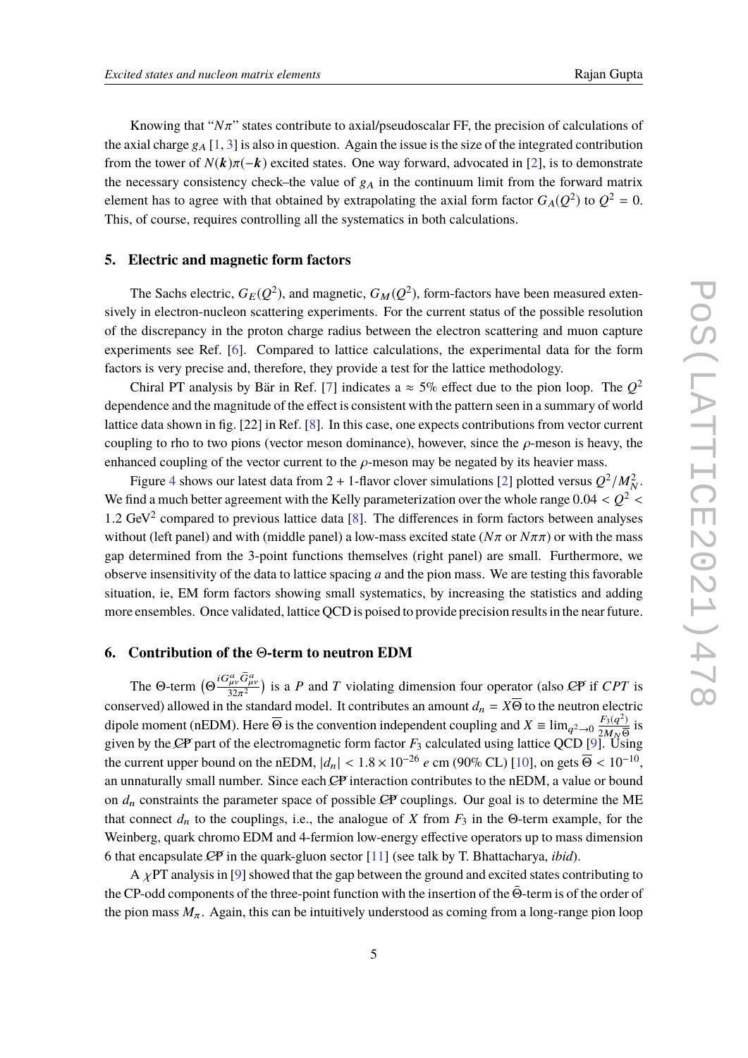Knowing that "$N\pi$" states contribute to axial/pseudoscalar FF, the precision of calculations of the axial charge $g_A$ [1, 3] is also in question. Again the issue is the size of the integrated contribution from the tower of $N(\boldsymbol{k})\pi(-\boldsymbol{k})$ excited states. One way forward, advocated in [2], is to demonstrate the necessary consistency check–the value of $g_A$ in the continuum limit from the forward matrix element has to agree with that obtained by extrapolating the axial form factor $G_A(Q^2)$ to $Q^2 = 0$. This, of course, requires controlling all the systematics in both calculations.

## 5. Electric and magnetic form factors

The Sachs electric, $G_E(Q^2)$, and magnetic, $G_M(Q^2)$, form-factors have been measured extensively in electron-nucleon scattering experiments. For the current status of the possible resolution of the discrepancy in the proton charge radius between the electron scattering and muon capture experiments see Ref. [6]. Compared to lattice calculations, the experimental data for the form factors is very precise and, therefore, they provide a test for the lattice methodology.

Chiral PT analysis by Bär in Ref. [7] indicates a $\approx 5\%$ effect due to the pion loop. The $Q^2$ dependence and the magnitude of the effect is consistent with the pattern seen in a summary of world lattice data shown in fig. [22] in Ref. [8]. In this case, one expects contributions from vector current coupling to rho to two pions (vector meson dominance), however, since the $\rho$-meson is heavy, the enhanced coupling of the vector current to the $\rho$-meson may be negated by its heavier mass.

Figure 4 shows our latest data from 2 + 1-flavor clover simulations [2] plotted versus $Q^2/M_N^2$. We find a much better agreement with the Kelly parameterization over the whole range $0.04 < Q^2 < 1.2$ GeV$^2$ compared to previous lattice data [8]. The differences in form factors between analyses without (left panel) and with (middle panel) a low-mass excited state ($N\pi$ or $N\pi\pi$) or with the mass gap determined from the 3-point functions themselves (right panel) are small. Furthermore, we observe insensitivity of the data to lattice spacing $a$ and the pion mass. We are testing this favorable situation, ie, EM form factors showing small systematics, by increasing the statistics and adding more ensembles. Once validated, lattice QCD is poised to provide precision results in the near future.

## 6. Contribution of the Θ-term to neutron EDM

The Θ-term $\left(\Theta \frac{i G^a_{\mu\nu} \tilde{G}^a_{\mu\nu}}{32\pi^2}\right)$ is a $P$ and $T$ violating dimension four operator (also $\not{C}\not{P}$ if $CPT$ is conserved) allowed in the standard model. It contributes an amount $d_n = X\overline{\Theta}$ to the neutron electric dipole moment (nEDM). Here $\overline{\Theta}$ is the convention independent coupling and $X \equiv \lim_{q^2 \to 0} \frac{F_3(q^2)}{2M_N\overline{\Theta}}$ is given by the $\not{C}\not{P}$ part of the electromagnetic form factor $F_3$ calculated using lattice QCD [9]. Using the current upper bound on the nEDM, $|d_n| < 1.8 \times 10^{-26}$ $e$ cm (90% CL) [10], on gets $\overline{\Theta} < 10^{-10}$, an unnaturally small number. Since each $\not{C}\not{P}$ interaction contributes to the nEDM, a value or bound on $d_n$ constraints the parameter space of possible $\not{C}\not{P}$ couplings. Our goal is to determine the ME that connect $d_n$ to the couplings, i.e., the analogue of $X$ from $F_3$ in the Θ-term example, for the Weinberg, quark chromo EDM and 4-fermion low-energy effective operators up to mass dimension 6 that encapsulate $\not{C}\not{P}$ in the quark-gluon sector [11] (see talk by T. Bhattacharya, *ibid*).

A $\chi$PT analysis in [9] showed that the gap between the ground and excited states contributing to the CP-odd components of the three-point function with the insertion of the $\bar{\Theta}$-term is of the order of the pion mass $M_\pi$. Again, this can be intuitively understood as coming from a long-range pion loop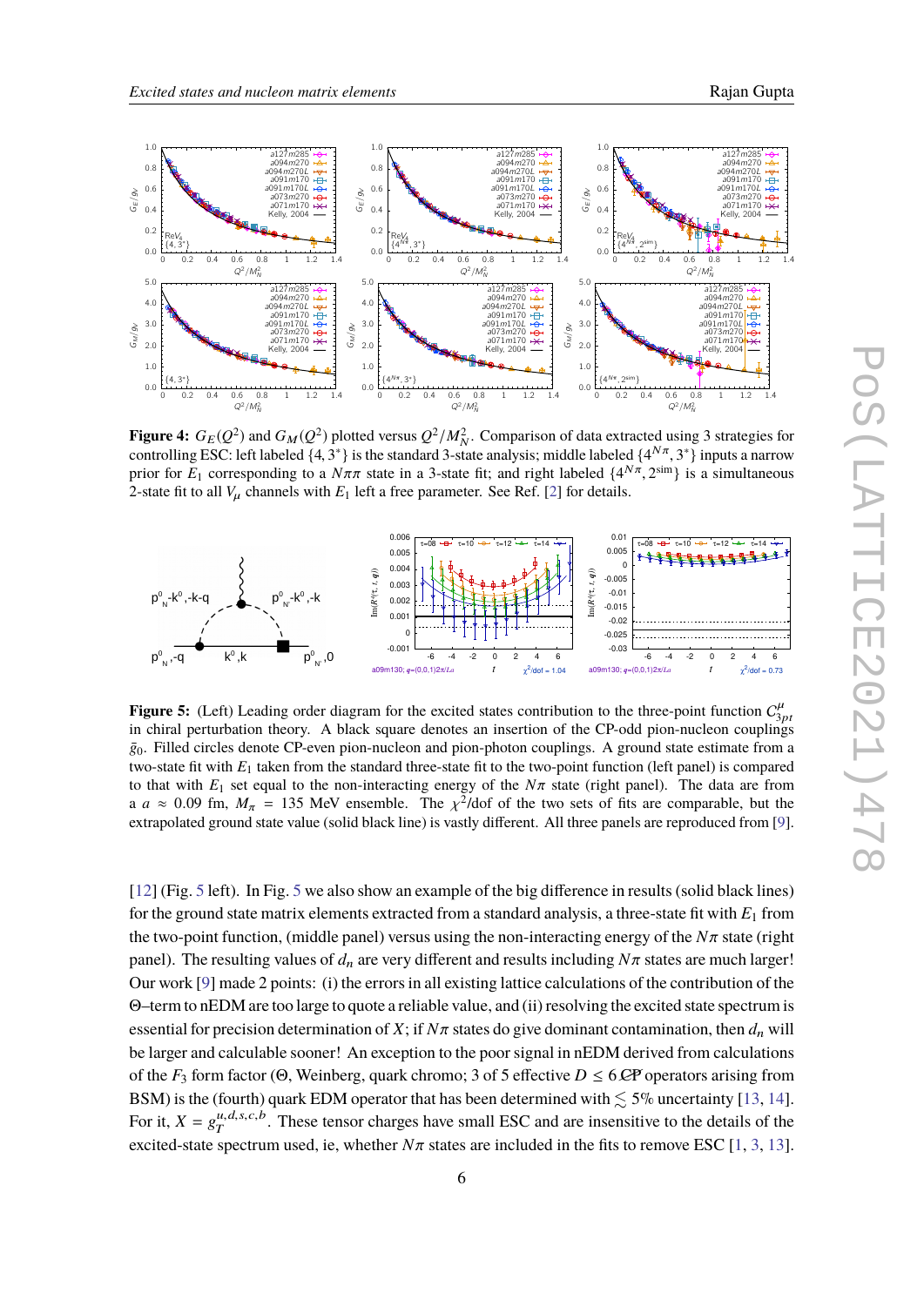**Figure 4:** $G_E(Q^2)$ and $G_M(Q^2)$ plotted versus $Q^2/M_N^2$. Comparison of data extracted using 3 strategies for controlling ESC: left labeled $\{4, 3^*\}$ is the standard 3-state analysis; middle labeled $\{4^{N\pi}, 3^*\}$ inputs a narrow prior for $E_1$ corresponding to a $N\pi\pi$ state in a 3-state fit; and right labeled $\{4^{N\pi}, 2^{\text{sim}}\}$ is a simultaneous 2-state fit to all $V_\mu$ channels with $E_1$ left a free parameter. See Ref. [2] for details.

**Figure 5:** (Left) Leading order diagram for the excited states contribution to the three-point function $C^{\mu}_{3pt}$ in chiral perturbation theory. A black square denotes an insertion of the CP-odd pion-nucleon couplings $\bar{g}_0$. Filled circles denote CP-even pion-nucleon and pion-photon couplings. A ground state estimate from a two-state fit with $E_1$ taken from the standard three-state fit to the two-point function (left panel) is compared to that with $E_1$ set equal to the non-interacting energy of the $N\pi$ state (right panel). The data are from a $a \approx 0.09$ fm, $M_\pi = 135$ MeV ensemble. The $\chi^2$/dof of the two sets of fits are comparable, but the extrapolated ground state value (solid black line) is vastly different. All three panels are reproduced from [9].

[12] (Fig. 5 left). In Fig. 5 we also show an example of the big difference in results (solid black lines) for the ground state matrix elements extracted from a standard analysis, a three-state fit with $E_1$ from the two-point function, (middle panel) versus using the non-interacting energy of the $N\pi$ state (right panel). The resulting values of $d_n$ are very different and results including $N\pi$ states are much larger! Our work [9] made 2 points: (i) the errors in all existing lattice calculations of the contribution of the $\Theta$–term to nEDM are too large to quote a reliable value, and (ii) resolving the excited state spectrum is essential for precision determination of $X$; if $N\pi$ states do give dominant contamination, then $d_n$ will be larger and calculable sooner! An exception to the poor signal in nEDM derived from calculations of the $F_3$ form factor ($\Theta$, Weinberg, quark chromo; 3 of 5 effective $D \leq 6$ $\not{C}\not{P}$ operators arising from BSM) is the (fourth) quark EDM operator that has been determined with $\lesssim 5\%$ uncertainty [13, 14]. For it, $X = g_T^{u,d,s,c,b}$. These tensor charges have small ESC and are insensitive to the details of the excited-state spectrum used, ie, whether $N\pi$ states are included in the fits to remove ESC [1, 3, 13].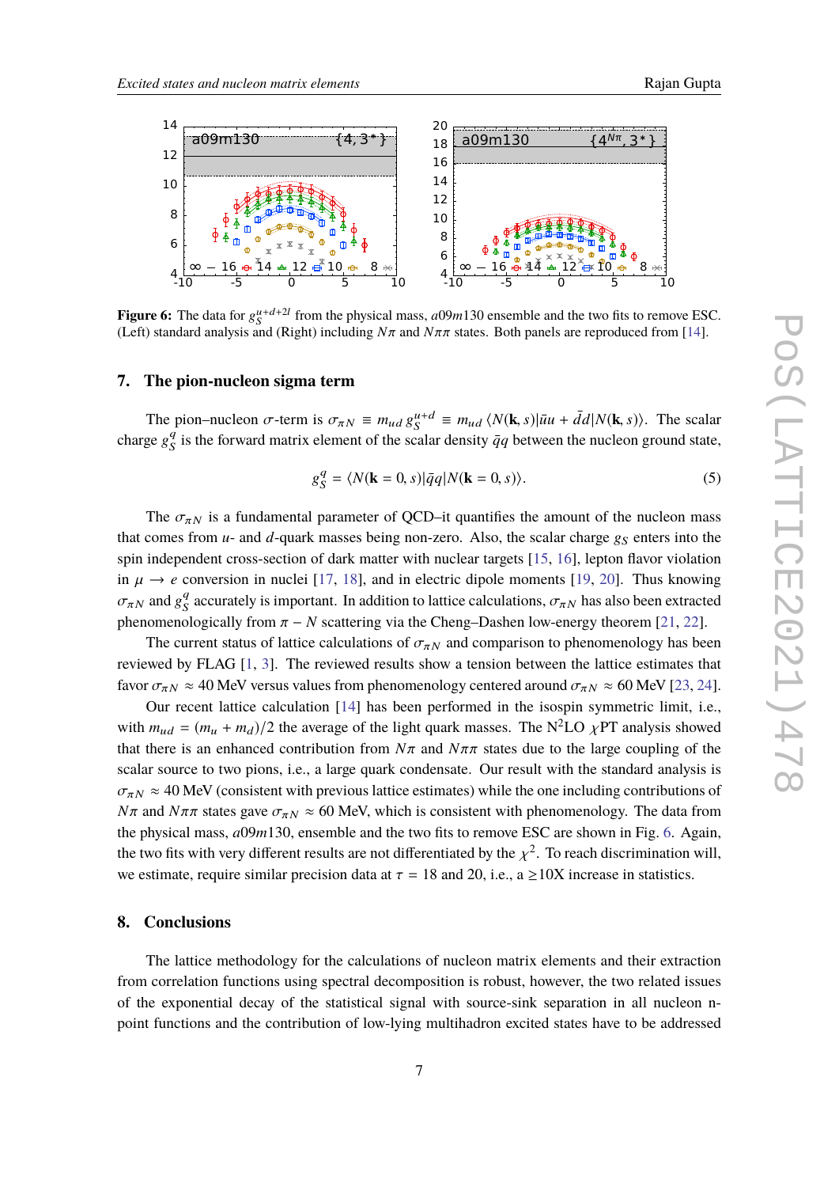**Figure 6:** The data for $g_S^{u+d+2l}$ from the physical mass, $a09m130$ ensemble and the two fits to remove ESC. (Left) standard analysis and (Right) including $N\pi$ and $N\pi\pi$ states. Both panels are reproduced from [14].

## 7. The pion-nucleon sigma term

The pion–nucleon $\sigma$-term is $\sigma_{\pi N} \equiv m_{ud}\, g_S^{u+d} \equiv m_{ud}\, \langle N(\mathbf{k}, s)|\bar{u}u + \bar{d}d|N(\mathbf{k}, s)\rangle$. The scalar charge $g_S^q$ is the forward matrix element of the scalar density $\bar{q}q$ between the nucleon ground state,

$$g_S^q = \langle N(\mathbf{k} = 0, s)|\bar{q}q|N(\mathbf{k} = 0, s)\rangle. \tag{5}$$

The $\sigma_{\pi N}$ is a fundamental parameter of QCD–it quantifies the amount of the nucleon mass that comes from $u$- and $d$-quark masses being non-zero. Also, the scalar charge $g_S$ enters into the spin independent cross-section of dark matter with nuclear targets [15, 16], lepton flavor violation in $\mu \to e$ conversion in nuclei [17, 18], and in electric dipole moments [19, 20]. Thus knowing $\sigma_{\pi N}$ and $g_S^q$ accurately is important. In addition to lattice calculations, $\sigma_{\pi N}$ has also been extracted phenomenologically from $\pi - N$ scattering via the Cheng–Dashen low-energy theorem [21, 22].

The current status of lattice calculations of $\sigma_{\pi N}$ and comparison to phenomenology has been reviewed by FLAG [1, 3]. The reviewed results show a tension between the lattice estimates that favor $\sigma_{\pi N} \approx 40$ MeV versus values from phenomenology centered around $\sigma_{\pi N} \approx 60$ MeV [23, 24].

Our recent lattice calculation [14] has been performed in the isospin symmetric limit, i.e., with $m_{ud} = (m_u + m_d)/2$ the average of the light quark masses. The N$^2$LO $\chi$PT analysis showed that there is an enhanced contribution from $N\pi$ and $N\pi\pi$ states due to the large coupling of the scalar source to two pions, i.e., a large quark condensate. Our result with the standard analysis is $\sigma_{\pi N} \approx 40$ MeV (consistent with previous lattice estimates) while the one including contributions of $N\pi$ and $N\pi\pi$ states gave $\sigma_{\pi N} \approx 60$ MeV, which is consistent with phenomenology. The data from the physical mass, $a09m130$, ensemble and the two fits to remove ESC are shown in Fig. 6. Again, the two fits with very different results are not differentiated by the $\chi^2$. To reach discrimination will, we estimate, require similar precision data at $\tau = 18$ and 20, i.e., a $\geq$10X increase in statistics.

## 8. Conclusions

The lattice methodology for the calculations of nucleon matrix elements and their extraction from correlation functions using spectral decomposition is robust, however, the two related issues of the exponential decay of the statistical signal with source-sink separation in all nucleon n-point functions and the contribution of low-lying multihadron excited states have to be addressed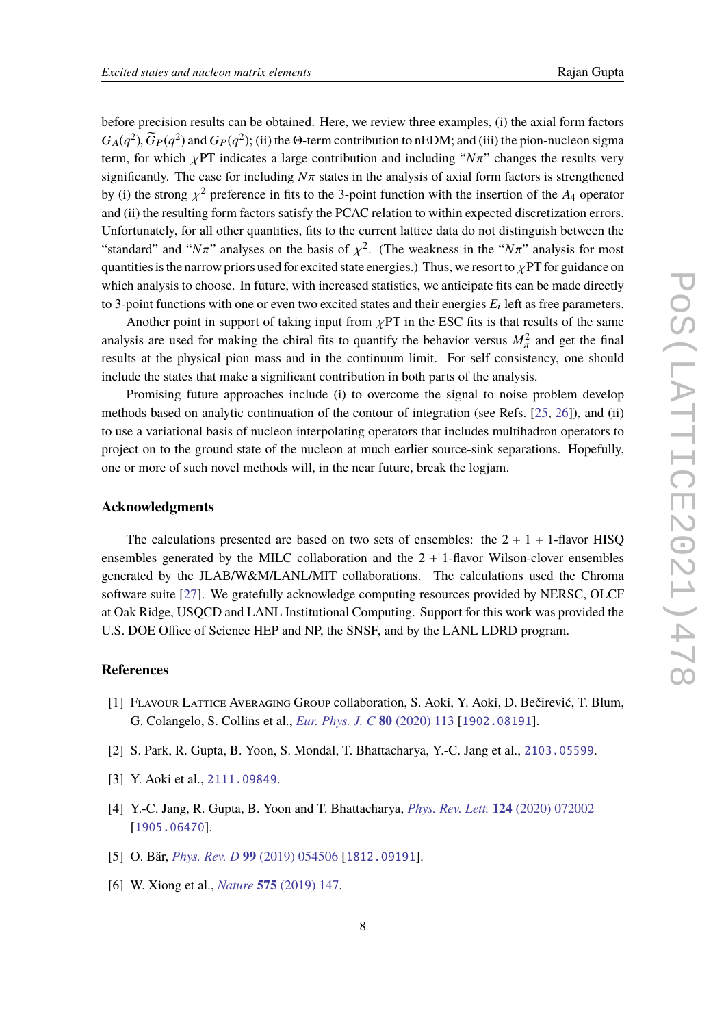before precision results can be obtained. Here, we review three examples, (i) the axial form factors $G_A(q^2)$, $\widetilde{G}_P(q^2)$ and $G_P(q^2)$; (ii) the $\Theta$-term contribution to nEDM; and (iii) the pion-nucleon sigma term, for which $\chi$PT indicates a large contribution and including "$N\pi$" changes the results very significantly. The case for including $N\pi$ states in the analysis of axial form factors is strengthened by (i) the strong $\chi^2$ preference in fits to the 3-point function with the insertion of the $A_4$ operator and (ii) the resulting form factors satisfy the PCAC relation to within expected discretization errors. Unfortunately, for all other quantities, fits to the current lattice data do not distinguish between the "standard" and "$N\pi$" analyses on the basis of $\chi^2$. (The weakness in the "$N\pi$" analysis for most quantities is the narrow priors used for excited state energies.) Thus, we resort to $\chi$PT for guidance on which analysis to choose. In future, with increased statistics, we anticipate fits can be made directly to 3-point functions with one or even two excited states and their energies $E_i$ left as free parameters.

Another point in support of taking input from $\chi$PT in the ESC fits is that results of the same analysis are used for making the chiral fits to quantify the behavior versus $M_\pi^2$ and get the final results at the physical pion mass and in the continuum limit. For self consistency, one should include the states that make a significant contribution in both parts of the analysis.

Promising future approaches include (i) to overcome the signal to noise problem develop methods based on analytic continuation of the contour of integration (see Refs. [25, 26]), and (ii) to use a variational basis of nucleon interpolating operators that includes multihadron operators to project on to the ground state of the nucleon at much earlier source-sink separations. Hopefully, one or more of such novel methods will, in the near future, break the logjam.

## Acknowledgments

The calculations presented are based on two sets of ensembles: the 2 + 1 + 1-flavor HISQ ensembles generated by the MILC collaboration and the 2 + 1-flavor Wilson-clover ensembles generated by the JLAB/W&M/LANL/MIT collaborations. The calculations used the Chroma software suite [27]. We gratefully acknowledge computing resources provided by NERSC, OLCF at Oak Ridge, USQCD and LANL Institutional Computing. Support for this work was provided the U.S. DOE Office of Science HEP and NP, the SNSF, and by the LANL LDRD program.

## References

[1] Flavour Lattice Averaging Group collaboration, S. Aoki, Y. Aoki, D. Bečirević, T. Blum, G. Colangelo, S. Collins et al., *Eur. Phys. J. C* **80** (2020) 113 [1902.08191].

[2] S. Park, R. Gupta, B. Yoon, S. Mondal, T. Bhattacharya, Y.-C. Jang et al., 2103.05599.

[3] Y. Aoki et al., 2111.09849.

[4] Y.-C. Jang, R. Gupta, B. Yoon and T. Bhattacharya, *Phys. Rev. Lett.* **124** (2020) 072002 [1905.06470].

[5] O. Bär, *Phys. Rev. D* **99** (2019) 054506 [1812.09191].

[6] W. Xiong et al., *Nature* **575** (2019) 147.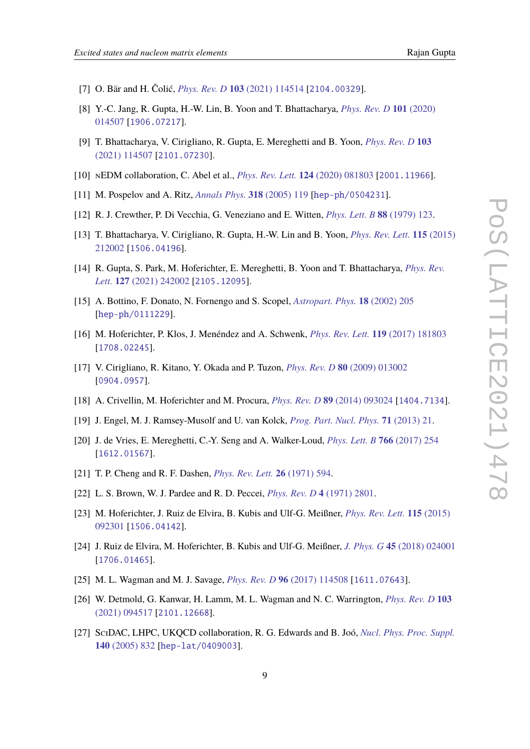[7] O. Bär and H. Čolić, *Phys. Rev. D* **103** (2021) 114514 [2104.00329].

[8] Y.-C. Jang, R. Gupta, H.-W. Lin, B. Yoon and T. Bhattacharya, *Phys. Rev. D* **101** (2020) 014507 [1906.07217].

[9] T. Bhattacharya, V. Cirigliano, R. Gupta, E. Mereghetti and B. Yoon, *Phys. Rev. D* **103** (2021) 114507 [2101.07230].

[10] nEDM collaboration, C. Abel et al., *Phys. Rev. Lett.* **124** (2020) 081803 [2001.11966].

[11] M. Pospelov and A. Ritz, *Annals Phys.* **318** (2005) 119 [hep-ph/0504231].

[12] R. J. Crewther, P. Di Vecchia, G. Veneziano and E. Witten, *Phys. Lett. B* **88** (1979) 123.

[13] T. Bhattacharya, V. Cirigliano, R. Gupta, H.-W. Lin and B. Yoon, *Phys. Rev. Lett.* **115** (2015) 212002 [1506.04196].

[14] R. Gupta, S. Park, M. Hoferichter, E. Mereghetti, B. Yoon and T. Bhattacharya, *Phys. Rev. Lett.* **127** (2021) 242002 [2105.12095].

[15] A. Bottino, F. Donato, N. Fornengo and S. Scopel, *Astropart. Phys.* **18** (2002) 205 [hep-ph/0111229].

[16] M. Hoferichter, P. Klos, J. Menéndez and A. Schwenk, *Phys. Rev. Lett.* **119** (2017) 181803 [1708.02245].

[17] V. Cirigliano, R. Kitano, Y. Okada and P. Tuzon, *Phys. Rev. D* **80** (2009) 013002 [0904.0957].

[18] A. Crivellin, M. Hoferichter and M. Procura, *Phys. Rev. D* **89** (2014) 093024 [1404.7134].

[19] J. Engel, M. J. Ramsey-Musolf and U. van Kolck, *Prog. Part. Nucl. Phys.* **71** (2013) 21.

[20] J. de Vries, E. Mereghetti, C.-Y. Seng and A. Walker-Loud, *Phys. Lett. B* **766** (2017) 254 [1612.01567].

[21] T. P. Cheng and R. F. Dashen, *Phys. Rev. Lett.* **26** (1971) 594.

[22] L. S. Brown, W. J. Pardee and R. D. Peccei, *Phys. Rev. D* **4** (1971) 2801.

[23] M. Hoferichter, J. Ruiz de Elvira, B. Kubis and Ulf-G. Meißner, *Phys. Rev. Lett.* **115** (2015) 092301 [1506.04142].

[24] J. Ruiz de Elvira, M. Hoferichter, B. Kubis and Ulf-G. Meißner, *J. Phys. G* **45** (2018) 024001 [1706.01465].

[25] M. L. Wagman and M. J. Savage, *Phys. Rev. D* **96** (2017) 114508 [1611.07643].

[26] W. Detmold, G. Kanwar, H. Lamm, M. L. Wagman and N. C. Warrington, *Phys. Rev. D* **103** (2021) 094517 [2101.12668].

[27] SciDAC, LHPC, UKQCD collaboration, R. G. Edwards and B. Joó, *Nucl. Phys. Proc. Suppl.* **140** (2005) 832 [hep-lat/0409003].